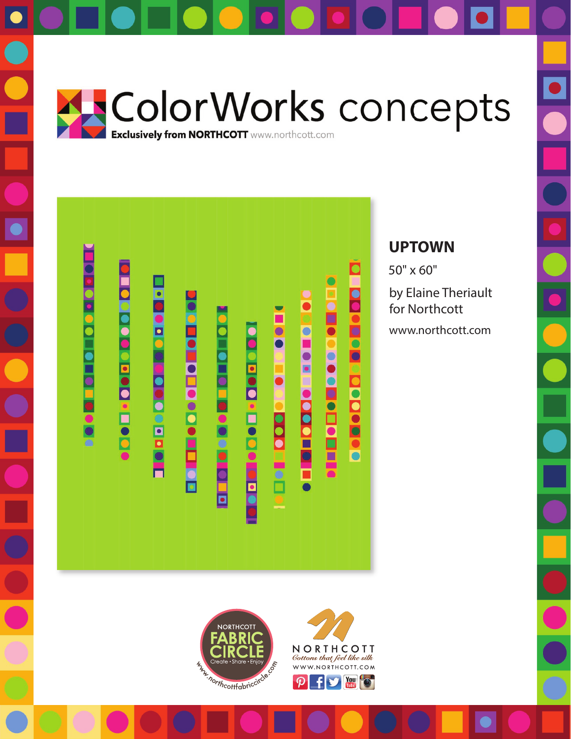# ColorWorks concepts

**Exclusively from NORTHCOTT** www.northcott.com

## UPTOWN

50" x 60"

by Elaine Theriault
for Northcott

www.northcott.com

NORTHCOTT FABRIC CIRCLE
Create • Share • Enjoy
www.northcottfabriccircle.com

NORTHCOTT
*Cottons that feel like silk*
WWW.NORTHCOTT.COM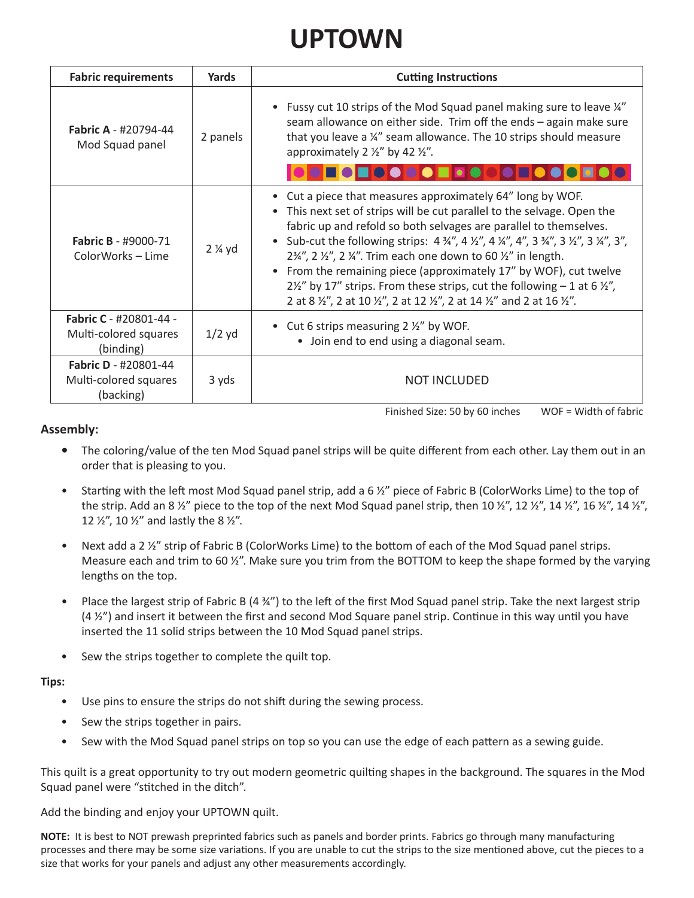# UPTOWN

| Fabric requirements | Yards | Cutting Instructions |
|---|---|---|
| **Fabric A** - #20794-44 Mod Squad panel | 2 panels | • Fussy cut 10 strips of the Mod Squad panel making sure to leave ¼" seam allowance on either side. Trim off the ends – again make sure that you leave a ¼" seam allowance. The 10 strips should measure approximately 2 ½" by 42 ½". |
| **Fabric B** - #9000-71 ColorWorks – Lime | 2 ¼ yd | • Cut a piece that measures approximately 64" long by WOF. • This next set of strips will be cut parallel to the selvage. Open the fabric up and refold so both selvages are parallel to themselves. • Sub-cut the following strips: 4 ¾", 4 ½", 4 ¼", 4", 3 ¾", 3 ½", 3 ¼", 3", 2¾", 2 ½", 2 ¼". Trim each one down to 60 ½" in length. • From the remaining piece (approximately 17" by WOF), cut twelve 2½" by 17" strips. From these strips, cut the following – 1 at 6 ½", 2 at 8 ½", 2 at 10 ½", 2 at 12 ½", 2 at 14 ½" and 2 at 16 ½". |
| **Fabric C** - #20801-44 - Multi-colored squares (binding) | 1/2 yd | • Cut 6 strips measuring 2 ½" by WOF. • Join end to end using a diagonal seam. |
| **Fabric D** - #20801-44 Multi-colored squares (backing) | 3 yds | NOT INCLUDED |

Finished Size: 50 by 60 inches WOF = Width of fabric

**Assembly:**

- The coloring/value of the ten Mod Squad panel strips will be quite different from each other. Lay them out in an order that is pleasing to you.
- Starting with the left most Mod Squad panel strip, add a 6 ½" piece of Fabric B (ColorWorks Lime) to the top of the strip. Add an 8 ½" piece to the top of the next Mod Squad panel strip, then 10 ½", 12 ½", 14 ½", 16 ½", 14 ½", 12 ½", 10 ½" and lastly the 8 ½".
- Next add a 2 ½" strip of Fabric B (ColorWorks Lime) to the bottom of each of the Mod Squad panel strips. Measure each and trim to 60 ½". Make sure you trim from the BOTTOM to keep the shape formed by the varying lengths on the top.
- Place the largest strip of Fabric B (4 ¾") to the left of the first Mod Squad panel strip. Take the next largest strip (4 ½") and insert it between the first and second Mod Square panel strip. Continue in this way until you have inserted the 11 solid strips between the 10 Mod Squad panel strips.
- Sew the strips together to complete the quilt top.

**Tips:**

- Use pins to ensure the strips do not shift during the sewing process.
- Sew the strips together in pairs.
- Sew with the Mod Squad panel strips on top so you can use the edge of each pattern as a sewing guide.

This quilt is a great opportunity to try out modern geometric quilting shapes in the background. The squares in the Mod Squad panel were "stitched in the ditch".

Add the binding and enjoy your UPTOWN quilt.

**NOTE:** It is best to NOT prewash preprinted fabrics such as panels and border prints. Fabrics go through many manufacturing processes and there may be some size variations. If you are unable to cut the strips to the size mentioned above, cut the pieces to a size that works for your panels and adjust any other measurements accordingly.